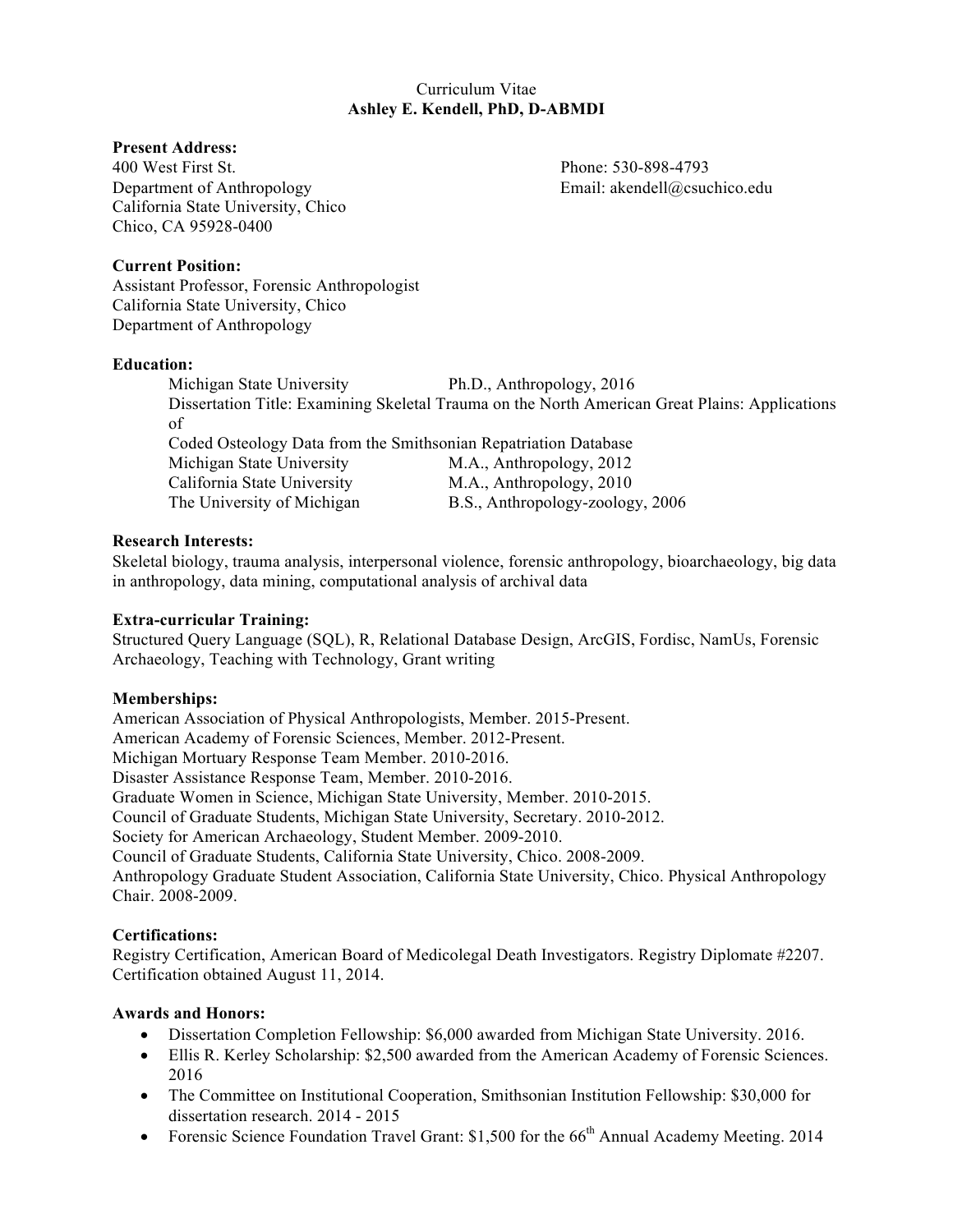# Curriculum Vitae
## Ashley E. Kendell, PhD, D-ABMDI

**Present Address:**

400 West First St.
Department of Anthropology
California State University, Chico
Chico, CA 95928-0400

Phone: 530-898-4793
Email: akendell@csuchico.edu

**Current Position:**

Assistant Professor, Forensic Anthropologist
California State University, Chico
Department of Anthropology

**Education:**

| | |
|---|---|
| Michigan State University | Ph.D., Anthropology, 2016 |

Dissertation Title: Examining Skeletal Trauma on the North American Great Plains: Applications of Coded Osteology Data from the Smithsonian Repatriation Database

| | |
|---|---|
| Michigan State University | M.A., Anthropology, 2012 |
| California State University | M.A., Anthropology, 2010 |
| The University of Michigan | B.S., Anthropology-zoology, 2006 |

**Research Interests:**

Skeletal biology, trauma analysis, interpersonal violence, forensic anthropology, bioarchaeology, big data in anthropology, data mining, computational analysis of archival data

**Extra-curricular Training:**

Structured Query Language (SQL), R, Relational Database Design, ArcGIS, Fordisc, NamUs, Forensic Archaeology, Teaching with Technology, Grant writing

**Memberships:**

American Association of Physical Anthropologists, Member. 2015-Present.
American Academy of Forensic Sciences, Member. 2012-Present.
Michigan Mortuary Response Team Member. 2010-2016.
Disaster Assistance Response Team, Member. 2010-2016.
Graduate Women in Science, Michigan State University, Member. 2010-2015.
Council of Graduate Students, Michigan State University, Secretary. 2010-2012.
Society for American Archaeology, Student Member. 2009-2010.
Council of Graduate Students, California State University, Chico. 2008-2009.
Anthropology Graduate Student Association, California State University, Chico. Physical Anthropology Chair. 2008-2009.

**Certifications:**

Registry Certification, American Board of Medicolegal Death Investigators. Registry Diplomate #2207. Certification obtained August 11, 2014.

**Awards and Honors:**

- Dissertation Completion Fellowship: $6,000 awarded from Michigan State University. 2016.
- Ellis R. Kerley Scholarship: $2,500 awarded from the American Academy of Forensic Sciences. 2016
- The Committee on Institutional Cooperation, Smithsonian Institution Fellowship: $30,000 for dissertation research. 2014 - 2015
- Forensic Science Foundation Travel Grant: $1,500 for the 66th Annual Academy Meeting. 2014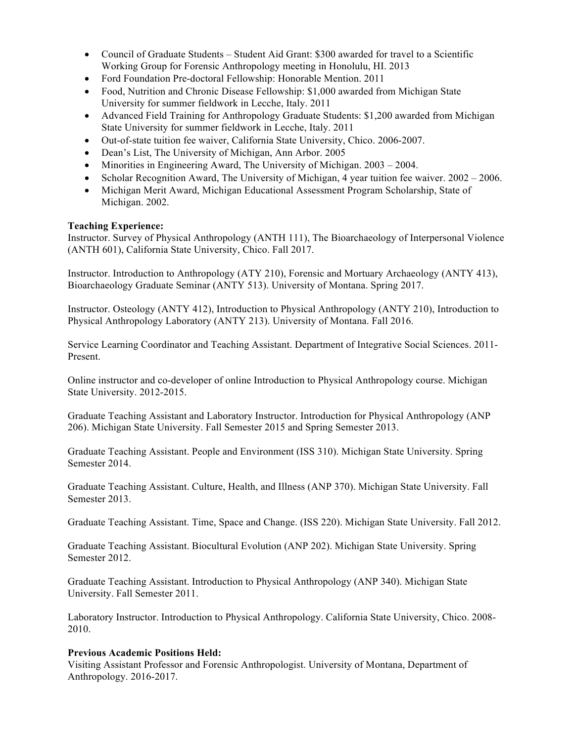- Council of Graduate Students – Student Aid Grant: $300 awarded for travel to a Scientific Working Group for Forensic Anthropology meeting in Honolulu, HI. 2013
- Ford Foundation Pre-doctoral Fellowship: Honorable Mention. 2011
- Food, Nutrition and Chronic Disease Fellowship: $1,000 awarded from Michigan State University for summer fieldwork in Lecche, Italy. 2011
- Advanced Field Training for Anthropology Graduate Students: $1,200 awarded from Michigan State University for summer fieldwork in Lecche, Italy. 2011
- Out-of-state tuition fee waiver, California State University, Chico. 2006-2007.
- Dean's List, The University of Michigan, Ann Arbor. 2005
- Minorities in Engineering Award, The University of Michigan. 2003 – 2004.
- Scholar Recognition Award, The University of Michigan, 4 year tuition fee waiver. 2002 – 2006.
- Michigan Merit Award, Michigan Educational Assessment Program Scholarship, State of Michigan. 2002.

**Teaching Experience:**

Instructor. Survey of Physical Anthropology (ANTH 111), The Bioarchaeology of Interpersonal Violence (ANTH 601), California State University, Chico. Fall 2017.

Instructor. Introduction to Anthropology (ATY 210), Forensic and Mortuary Archaeology (ANTY 413), Bioarchaeology Graduate Seminar (ANTY 513). University of Montana. Spring 2017.

Instructor. Osteology (ANTY 412), Introduction to Physical Anthropology (ANTY 210), Introduction to Physical Anthropology Laboratory (ANTY 213). University of Montana. Fall 2016.

Service Learning Coordinator and Teaching Assistant. Department of Integrative Social Sciences. 2011-Present.

Online instructor and co-developer of online Introduction to Physical Anthropology course. Michigan State University. 2012-2015.

Graduate Teaching Assistant and Laboratory Instructor. Introduction for Physical Anthropology (ANP 206). Michigan State University. Fall Semester 2015 and Spring Semester 2013.

Graduate Teaching Assistant. People and Environment (ISS 310). Michigan State University. Spring Semester 2014.

Graduate Teaching Assistant. Culture, Health, and Illness (ANP 370). Michigan State University. Fall Semester 2013.

Graduate Teaching Assistant. Time, Space and Change. (ISS 220). Michigan State University. Fall 2012.

Graduate Teaching Assistant. Biocultural Evolution (ANP 202). Michigan State University. Spring Semester 2012.

Graduate Teaching Assistant. Introduction to Physical Anthropology (ANP 340). Michigan State University. Fall Semester 2011.

Laboratory Instructor. Introduction to Physical Anthropology. California State University, Chico. 2008-2010.

**Previous Academic Positions Held:**

Visiting Assistant Professor and Forensic Anthropologist. University of Montana, Department of Anthropology. 2016-2017.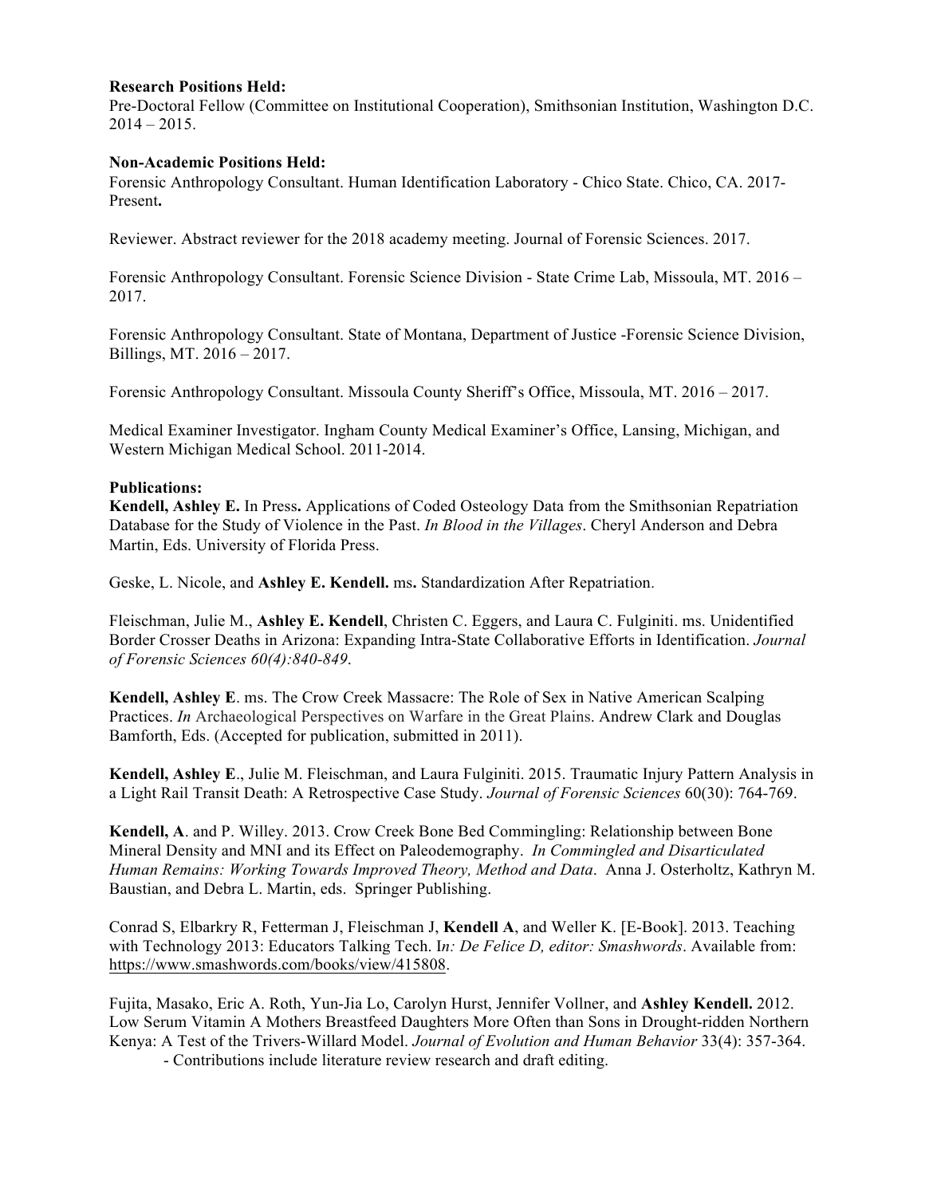**Research Positions Held:**
Pre-Doctoral Fellow (Committee on Institutional Cooperation), Smithsonian Institution, Washington D.C. 2014 – 2015.

**Non-Academic Positions Held:**
Forensic Anthropology Consultant. Human Identification Laboratory - Chico State. Chico, CA. 2017-Present**.**

Reviewer. Abstract reviewer for the 2018 academy meeting. Journal of Forensic Sciences. 2017.

Forensic Anthropology Consultant. Forensic Science Division - State Crime Lab, Missoula, MT. 2016 – 2017.

Forensic Anthropology Consultant. State of Montana, Department of Justice -Forensic Science Division, Billings, MT. 2016 – 2017.

Forensic Anthropology Consultant. Missoula County Sheriff's Office, Missoula, MT. 2016 – 2017.

Medical Examiner Investigator. Ingham County Medical Examiner's Office, Lansing, Michigan, and Western Michigan Medical School. 2011-2014.

**Publications:**
**Kendell, Ashley E.** In Press**.** Applications of Coded Osteology Data from the Smithsonian Repatriation Database for the Study of Violence in the Past. *In Blood in the Villages*. Cheryl Anderson and Debra Martin, Eds. University of Florida Press.

Geske, L. Nicole, and **Ashley E. Kendell.** ms**.** Standardization After Repatriation.

Fleischman, Julie M., **Ashley E. Kendell**, Christen C. Eggers, and Laura C. Fulginiti. ms. Unidentified Border Crosser Deaths in Arizona: Expanding Intra-State Collaborative Efforts in Identification. *Journal of Forensic Sciences 60(4):840-849*.

**Kendell, Ashley E**. ms. The Crow Creek Massacre: The Role of Sex in Native American Scalping Practices. *In* Archaeological Perspectives on Warfare in the Great Plains. Andrew Clark and Douglas Bamforth, Eds. (Accepted for publication, submitted in 2011).

**Kendell, Ashley E**., Julie M. Fleischman, and Laura Fulginiti. 2015. Traumatic Injury Pattern Analysis in a Light Rail Transit Death: A Retrospective Case Study. *Journal of Forensic Sciences* 60(30): 764-769.

**Kendell, A**. and P. Willey. 2013. Crow Creek Bone Bed Commingling: Relationship between Bone Mineral Density and MNI and its Effect on Paleodemography. *In Commingled and Disarticulated Human Remains: Working Towards Improved Theory, Method and Data*. Anna J. Osterholtz, Kathryn M. Baustian, and Debra L. Martin, eds. Springer Publishing.

Conrad S, Elbarkry R, Fetterman J, Fleischman J, **Kendell A**, and Weller K. [E-Book]. 2013. Teaching with Technology 2013: Educators Talking Tech. I*n: De Felice D, editor: Smashwords*. Available from: https://www.smashwords.com/books/view/415808.

Fujita, Masako, Eric A. Roth, Yun-Jia Lo, Carolyn Hurst, Jennifer Vollner, and **Ashley Kendell.** 2012. Low Serum Vitamin A Mothers Breastfeed Daughters More Often than Sons in Drought-ridden Northern Kenya: A Test of the Trivers-Willard Model. *Journal of Evolution and Human Behavior* 33(4): 357-364.
- Contributions include literature review research and draft editing.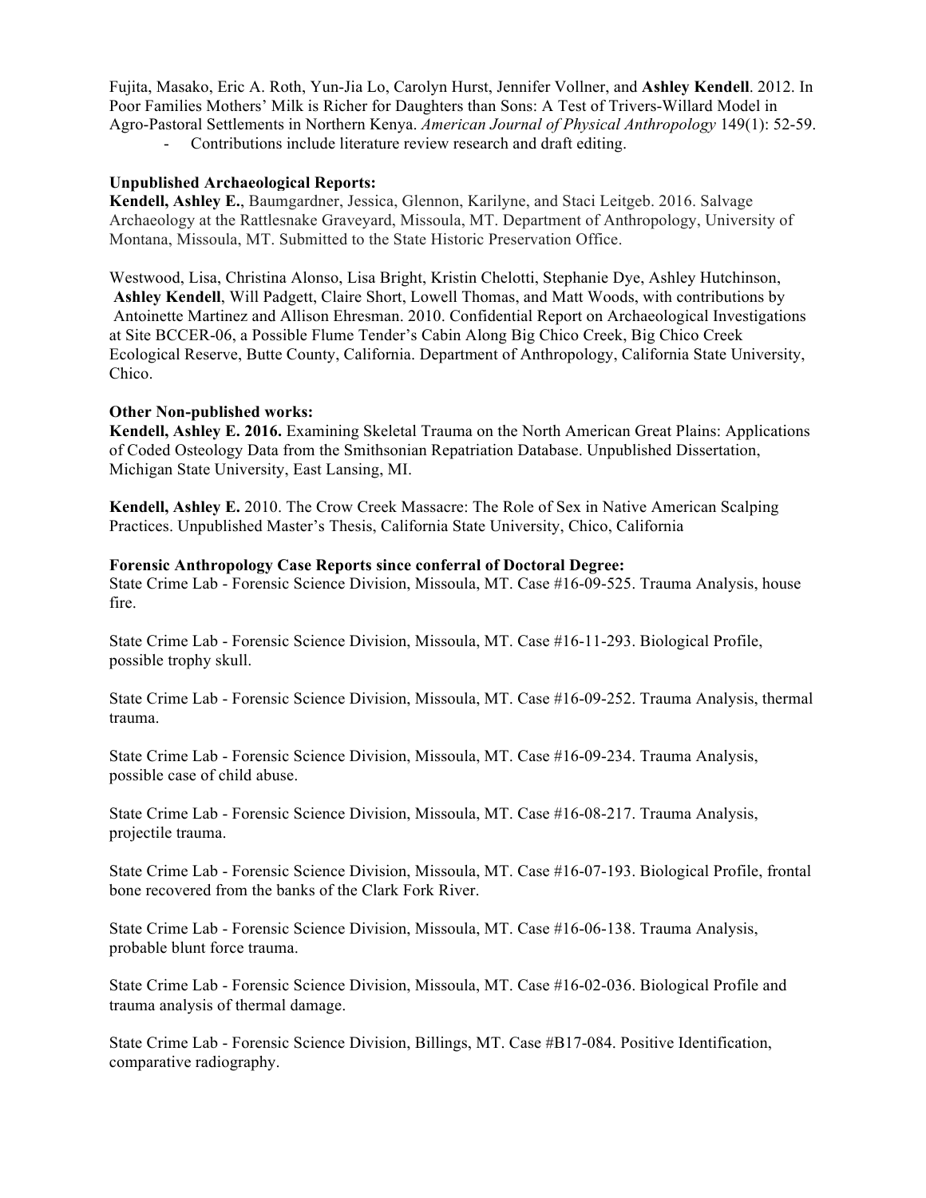Fujita, Masako, Eric A. Roth, Yun-Jia Lo, Carolyn Hurst, Jennifer Vollner, and **Ashley Kendell**. 2012. In Poor Families Mothers' Milk is Richer for Daughters than Sons: A Test of Trivers-Willard Model in Agro-Pastoral Settlements in Northern Kenya. *American Journal of Physical Anthropology* 149(1): 52-59.

- Contributions include literature review research and draft editing.

**Unpublished Archaeological Reports:**

**Kendell, Ashley E.**, Baumgardner, Jessica, Glennon, Karilyne, and Staci Leitgeb. 2016. Salvage Archaeology at the Rattlesnake Graveyard, Missoula, MT. Department of Anthropology, University of Montana, Missoula, MT. Submitted to the State Historic Preservation Office.

Westwood, Lisa, Christina Alonso, Lisa Bright, Kristin Chelotti, Stephanie Dye, Ashley Hutchinson, **Ashley Kendell**, Will Padgett, Claire Short, Lowell Thomas, and Matt Woods, with contributions by Antoinette Martinez and Allison Ehresman. 2010. Confidential Report on Archaeological Investigations at Site BCCER-06, a Possible Flume Tender's Cabin Along Big Chico Creek, Big Chico Creek Ecological Reserve, Butte County, California. Department of Anthropology, California State University, Chico.

**Other Non-published works:**

**Kendell, Ashley E. 2016.** Examining Skeletal Trauma on the North American Great Plains: Applications of Coded Osteology Data from the Smithsonian Repatriation Database. Unpublished Dissertation, Michigan State University, East Lansing, MI.

**Kendell, Ashley E.** 2010. The Crow Creek Massacre: The Role of Sex in Native American Scalping Practices. Unpublished Master's Thesis, California State University, Chico, California

**Forensic Anthropology Case Reports since conferral of Doctoral Degree:**

State Crime Lab - Forensic Science Division, Missoula, MT. Case #16-09-525. Trauma Analysis, house fire.

State Crime Lab - Forensic Science Division, Missoula, MT. Case #16-11-293. Biological Profile, possible trophy skull.

State Crime Lab - Forensic Science Division, Missoula, MT. Case #16-09-252. Trauma Analysis, thermal trauma.

State Crime Lab - Forensic Science Division, Missoula, MT. Case #16-09-234. Trauma Analysis, possible case of child abuse.

State Crime Lab - Forensic Science Division, Missoula, MT. Case #16-08-217. Trauma Analysis, projectile trauma.

State Crime Lab - Forensic Science Division, Missoula, MT. Case #16-07-193. Biological Profile, frontal bone recovered from the banks of the Clark Fork River.

State Crime Lab - Forensic Science Division, Missoula, MT. Case #16-06-138. Trauma Analysis, probable blunt force trauma.

State Crime Lab - Forensic Science Division, Missoula, MT. Case #16-02-036. Biological Profile and trauma analysis of thermal damage.

State Crime Lab - Forensic Science Division, Billings, MT. Case #B17-084. Positive Identification, comparative radiography.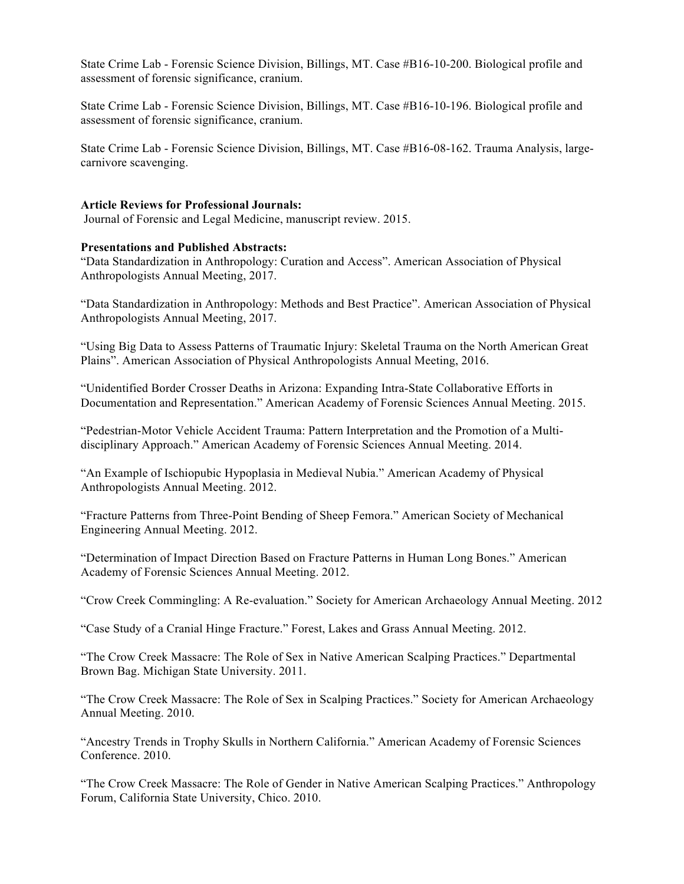State Crime Lab - Forensic Science Division, Billings, MT. Case #B16-10-200. Biological profile and assessment of forensic significance, cranium.

State Crime Lab - Forensic Science Division, Billings, MT. Case #B16-10-196. Biological profile and assessment of forensic significance, cranium.

State Crime Lab - Forensic Science Division, Billings, MT. Case #B16-08-162. Trauma Analysis, large-carnivore scavenging.

**Article Reviews for Professional Journals:**

Journal of Forensic and Legal Medicine, manuscript review. 2015.

**Presentations and Published Abstracts:**

"Data Standardization in Anthropology: Curation and Access". American Association of Physical Anthropologists Annual Meeting, 2017.

"Data Standardization in Anthropology: Methods and Best Practice". American Association of Physical Anthropologists Annual Meeting, 2017.

"Using Big Data to Assess Patterns of Traumatic Injury: Skeletal Trauma on the North American Great Plains". American Association of Physical Anthropologists Annual Meeting, 2016.

"Unidentified Border Crosser Deaths in Arizona: Expanding Intra-State Collaborative Efforts in Documentation and Representation." American Academy of Forensic Sciences Annual Meeting. 2015.

"Pedestrian-Motor Vehicle Accident Trauma: Pattern Interpretation and the Promotion of a Multi-disciplinary Approach." American Academy of Forensic Sciences Annual Meeting. 2014.

"An Example of Ischiopubic Hypoplasia in Medieval Nubia." American Academy of Physical Anthropologists Annual Meeting. 2012.

"Fracture Patterns from Three-Point Bending of Sheep Femora." American Society of Mechanical Engineering Annual Meeting. 2012.

"Determination of Impact Direction Based on Fracture Patterns in Human Long Bones." American Academy of Forensic Sciences Annual Meeting. 2012.

"Crow Creek Commingling: A Re-evaluation." Society for American Archaeology Annual Meeting. 2012

"Case Study of a Cranial Hinge Fracture." Forest, Lakes and Grass Annual Meeting. 2012.

"The Crow Creek Massacre: The Role of Sex in Native American Scalping Practices." Departmental Brown Bag. Michigan State University. 2011.

"The Crow Creek Massacre: The Role of Sex in Scalping Practices." Society for American Archaeology Annual Meeting. 2010.

"Ancestry Trends in Trophy Skulls in Northern California." American Academy of Forensic Sciences Conference. 2010.

"The Crow Creek Massacre: The Role of Gender in Native American Scalping Practices." Anthropology Forum, California State University, Chico. 2010.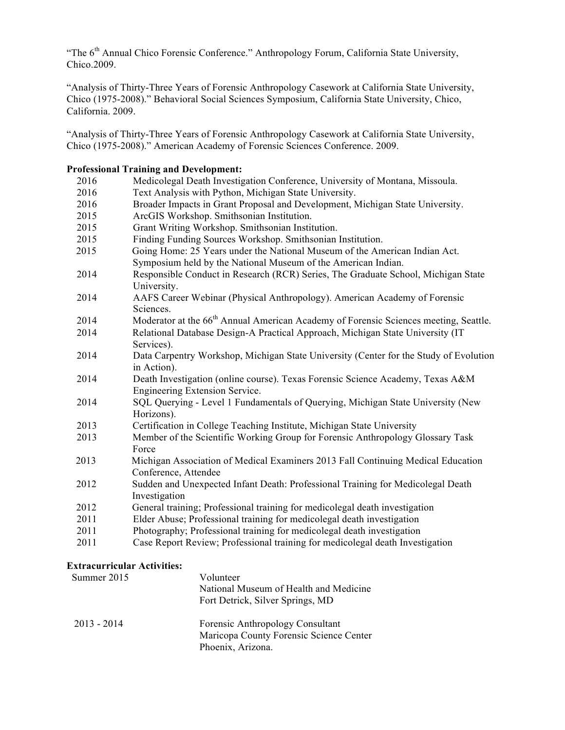"The 6th Annual Chico Forensic Conference." Anthropology Forum, California State University, Chico.2009.

"Analysis of Thirty-Three Years of Forensic Anthropology Casework at California State University, Chico (1975-2008)." Behavioral Social Sciences Symposium, California State University, Chico, California. 2009.

"Analysis of Thirty-Three Years of Forensic Anthropology Casework at California State University, Chico (1975-2008)." American Academy of Forensic Sciences Conference. 2009.

**Professional Training and Development:**

| | |
|---|---|
| 2016 | Medicolegal Death Investigation Conference, University of Montana, Missoula. |
| 2016 | Text Analysis with Python, Michigan State University. |
| 2016 | Broader Impacts in Grant Proposal and Development, Michigan State University. |
| 2015 | ArcGIS Workshop. Smithsonian Institution. |
| 2015 | Grant Writing Workshop. Smithsonian Institution. |
| 2015 | Finding Funding Sources Workshop. Smithsonian Institution. |
| 2015 | Going Home: 25 Years under the National Museum of the American Indian Act. Symposium held by the National Museum of the American Indian. |
| 2014 | Responsible Conduct in Research (RCR) Series, The Graduate School, Michigan State University. |
| 2014 | AAFS Career Webinar (Physical Anthropology). American Academy of Forensic Sciences. |
| 2014 | Moderator at the 66th Annual American Academy of Forensic Sciences meeting, Seattle. |
| 2014 | Relational Database Design-A Practical Approach, Michigan State University (IT Services). |
| 2014 | Data Carpentry Workshop, Michigan State University (Center for the Study of Evolution in Action). |
| 2014 | Death Investigation (online course). Texas Forensic Science Academy, Texas A&M Engineering Extension Service. |
| 2014 | SQL Querying - Level 1 Fundamentals of Querying, Michigan State University (New Horizons). |
| 2013 | Certification in College Teaching Institute, Michigan State University |
| 2013 | Member of the Scientific Working Group for Forensic Anthropology Glossary Task Force |
| 2013 | Michigan Association of Medical Examiners 2013 Fall Continuing Medical Education Conference, Attendee |
| 2012 | Sudden and Unexpected Infant Death: Professional Training for Medicolegal Death Investigation |
| 2012 | General training; Professional training for medicolegal death investigation |
| 2011 | Elder Abuse; Professional training for medicolegal death investigation |
| 2011 | Photography; Professional training for medicolegal death investigation |
| 2011 | Case Report Review; Professional training for medicolegal death Investigation |

**Extracurricular Activities:**

| | |
|---|---|
| Summer 2015 | Volunteer<br>National Museum of Health and Medicine<br>Fort Detrick, Silver Springs, MD |
| 2013 - 2014 | Forensic Anthropology Consultant<br>Maricopa County Forensic Science Center<br>Phoenix, Arizona. |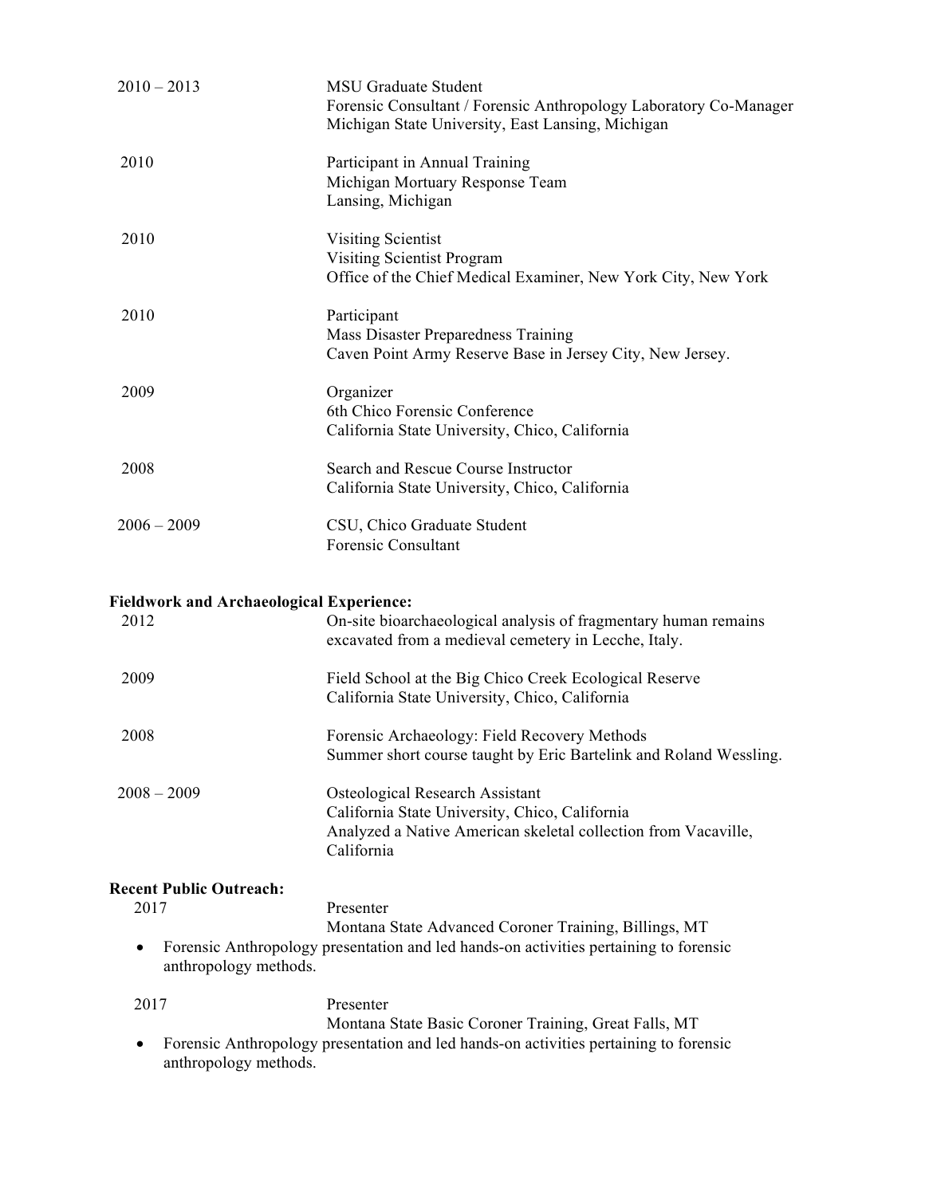2010 – 2013
MSU Graduate Student
Forensic Consultant / Forensic Anthropology Laboratory Co-Manager
Michigan State University, East Lansing, Michigan

2010
Participant in Annual Training
Michigan Mortuary Response Team
Lansing, Michigan

2010
Visiting Scientist
Visiting Scientist Program
Office of the Chief Medical Examiner, New York City, New York

2010
Participant
Mass Disaster Preparedness Training
Caven Point Army Reserve Base in Jersey City, New Jersey.

2009
Organizer
6th Chico Forensic Conference
California State University, Chico, California

2008
Search and Rescue Course Instructor
California State University, Chico, California

2006 – 2009
CSU, Chico Graduate Student
Forensic Consultant

**Fieldwork and Archaeological Experience:**

2012
On-site bioarchaeological analysis of fragmentary human remains excavated from a medieval cemetery in Lecche, Italy.

2009
Field School at the Big Chico Creek Ecological Reserve
California State University, Chico, California

2008
Forensic Archaeology: Field Recovery Methods
Summer short course taught by Eric Bartelink and Roland Wessling.

2008 – 2009
Osteological Research Assistant
California State University, Chico, California
Analyzed a Native American skeletal collection from Vacaville, California

**Recent Public Outreach:**

2017
Presenter
Montana State Advanced Coroner Training, Billings, MT

- Forensic Anthropology presentation and led hands-on activities pertaining to forensic anthropology methods.

2017
Presenter
Montana State Basic Coroner Training, Great Falls, MT

- Forensic Anthropology presentation and led hands-on activities pertaining to forensic anthropology methods.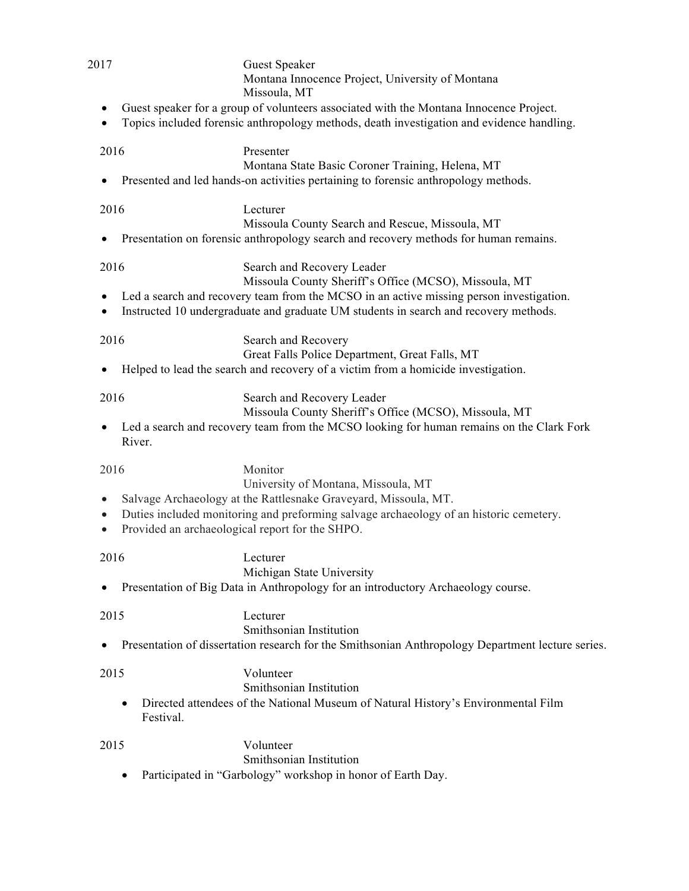2017 Guest Speaker
Montana Innocence Project, University of Montana
Missoula, MT

- Guest speaker for a group of volunteers associated with the Montana Innocence Project.
- Topics included forensic anthropology methods, death investigation and evidence handling.

2016 Presenter
Montana State Basic Coroner Training, Helena, MT

- Presented and led hands-on activities pertaining to forensic anthropology methods.

2016 Lecturer
Missoula County Search and Rescue, Missoula, MT

- Presentation on forensic anthropology search and recovery methods for human remains.

2016 Search and Recovery Leader
Missoula County Sheriff's Office (MCSO), Missoula, MT

- Led a search and recovery team from the MCSO in an active missing person investigation.
- Instructed 10 undergraduate and graduate UM students in search and recovery methods.

2016 Search and Recovery
Great Falls Police Department, Great Falls, MT

- Helped to lead the search and recovery of a victim from a homicide investigation.

2016 Search and Recovery Leader
Missoula County Sheriff's Office (MCSO), Missoula, MT

- Led a search and recovery team from the MCSO looking for human remains on the Clark Fork River.

2016 Monitor
University of Montana, Missoula, MT

- Salvage Archaeology at the Rattlesnake Graveyard, Missoula, MT.
- Duties included monitoring and preforming salvage archaeology of an historic cemetery.
- Provided an archaeological report for the SHPO.

2016 Lecturer
Michigan State University

- Presentation of Big Data in Anthropology for an introductory Archaeology course.

2015 Lecturer
Smithsonian Institution

- Presentation of dissertation research for the Smithsonian Anthropology Department lecture series.

2015 Volunteer
Smithsonian Institution

- Directed attendees of the National Museum of Natural History's Environmental Film Festival.

2015 Volunteer
Smithsonian Institution

- Participated in "Garbology" workshop in honor of Earth Day.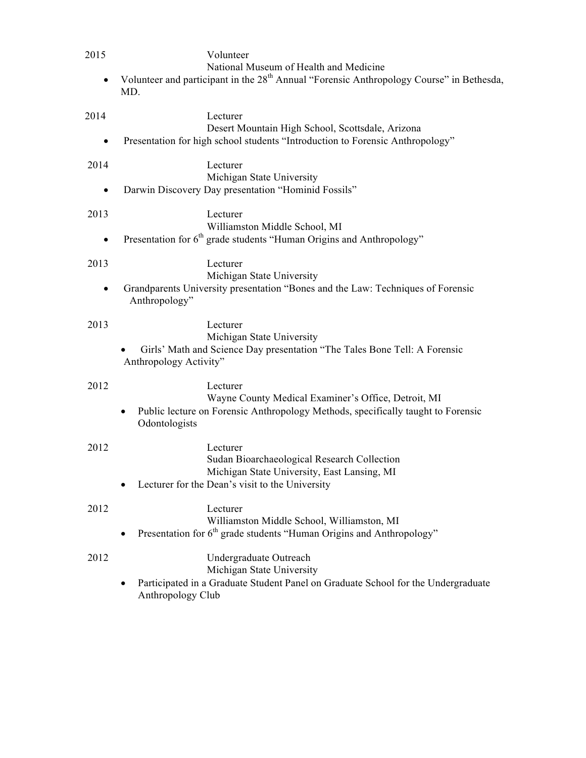2015 Volunteer
National Museum of Health and Medicine

- Volunteer and participant in the 28th Annual "Forensic Anthropology Course" in Bethesda, MD.

2014 Lecturer
Desert Mountain High School, Scottsdale, Arizona

- Presentation for high school students "Introduction to Forensic Anthropology"

2014 Lecturer
Michigan State University

- Darwin Discovery Day presentation "Hominid Fossils"

2013 Lecturer
Williamston Middle School, MI

- Presentation for 6th grade students "Human Origins and Anthropology"

2013 Lecturer
Michigan State University

- Grandparents University presentation "Bones and the Law: Techniques of Forensic Anthropology"

2013 Lecturer
Michigan State University

- Girls' Math and Science Day presentation "The Tales Bone Tell: A Forensic Anthropology Activity"

2012 Lecturer
Wayne County Medical Examiner's Office, Detroit, MI

- Public lecture on Forensic Anthropology Methods, specifically taught to Forensic Odontologists

2012 Lecturer
Sudan Bioarchaeological Research Collection
Michigan State University, East Lansing, MI

- Lecturer for the Dean's visit to the University

2012 Lecturer
Williamston Middle School, Williamston, MI

- Presentation for 6th grade students "Human Origins and Anthropology"

2012 Undergraduate Outreach
Michigan State University

- Participated in a Graduate Student Panel on Graduate School for the Undergraduate Anthropology Club